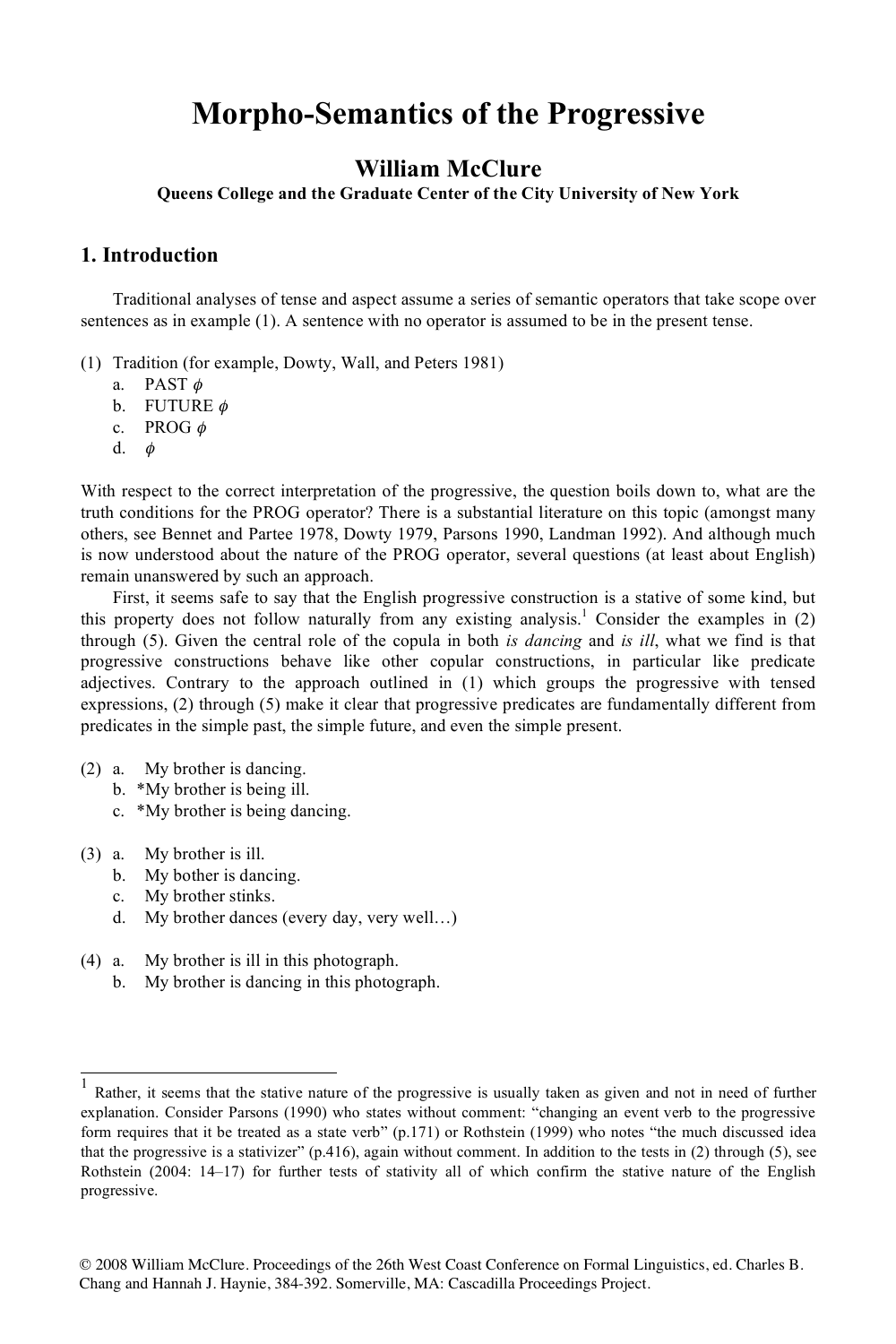# Morpho-Semantics of the Progressive

## William McClure

**Queens College and the Graduate Center of the City University of New York**

## 1. Introduction

Traditional analyses of tense and aspect assume a series of semantic operators that take scope over sentences as in example (1). A sentence with no operator is assumed to be in the present tense.

(1) Tradition (for example, Dowty, Wall, and Peters 1981)
  a. PAST $\phi$
  b. FUTURE $\phi$
  c. PROG $\phi$
  d. $\phi$

With respect to the correct interpretation of the progressive, the question boils down to, what are the truth conditions for the PROG operator? There is a substantial literature on this topic (amongst many others, see Bennet and Partee 1978, Dowty 1979, Parsons 1990, Landman 1992). And although much is now understood about the nature of the PROG operator, several questions (at least about English) remain unanswered by such an approach.

First, it seems safe to say that the English progressive construction is a stative of some kind, but this property does not follow naturally from any existing analysis.[1] Consider the examples in (2) through (5). Given the central role of the copula in both *is dancing* and *is ill*, what we find is that progressive constructions behave like other copular constructions, in particular like predicate adjectives. Contrary to the approach outlined in (1) which groups the progressive with tensed expressions, (2) through (5) make it clear that progressive predicates are fundamentally different from predicates in the simple past, the simple future, and even the simple present.

(2) a. My brother is dancing.
  b. *My brother is being ill.
  c. *My brother is being dancing.

(3) a. My brother is ill.
  b. My bother is dancing.
  c. My brother stinks.
  d. My brother dances (every day, very well…)

(4) a. My brother is ill in this photograph.
  b. My brother is dancing in this photograph.

[1] Rather, it seems that the stative nature of the progressive is usually taken as given and not in need of further explanation. Consider Parsons (1990) who states without comment: "changing an event verb to the progressive form requires that it be treated as a state verb" (p.171) or Rothstein (1999) who notes "the much discussed idea that the progressive is a stativizer" (p.416), again without comment. In addition to the tests in (2) through (5), see Rothstein (2004: 14–17) for further tests of stativity all of which confirm the stative nature of the English progressive.

© 2008 William McClure. Proceedings of the 26th West Coast Conference on Formal Linguistics, ed. Charles B. Chang and Hannah J. Haynie, 384-392. Somerville, MA: Cascadilla Proceedings Project.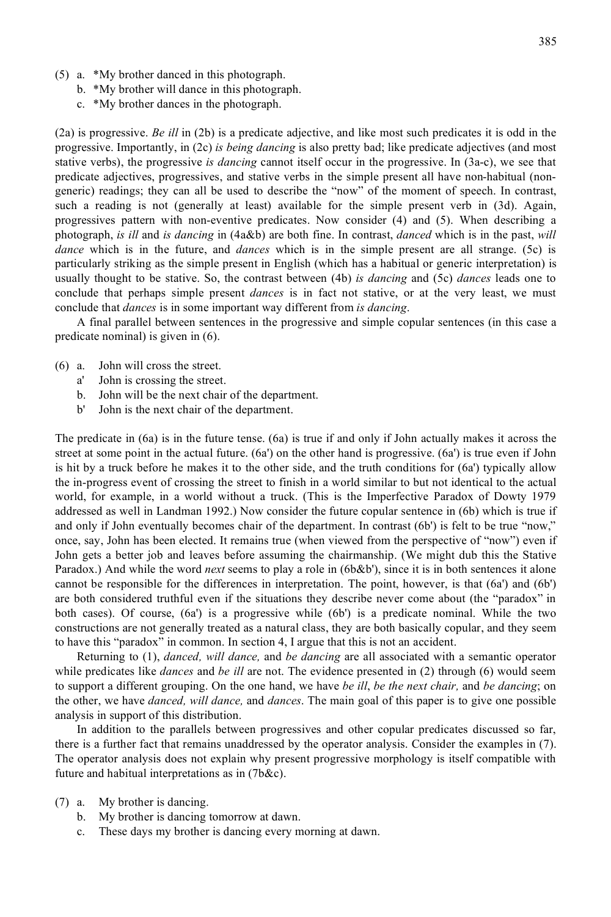(5) a. \*My brother danced in this photograph.
    b. \*My brother will dance in this photograph.
    c. \*My brother dances in the photograph.

(2a) is progressive. *Be ill* in (2b) is a predicate adjective, and like most such predicates it is odd in the progressive. Importantly, in (2c) *is being dancing* is also pretty bad; like predicate adjectives (and most stative verbs), the progressive *is dancing* cannot itself occur in the progressive. In (3a-c), we see that predicate adjectives, progressives, and stative verbs in the simple present all have non-habitual (non-generic) readings; they can all be used to describe the "now" of the moment of speech. In contrast, such a reading is not (generally at least) available for the simple present verb in (3d). Again, progressives pattern with non-eventive predicates. Now consider (4) and (5). When describing a photograph, *is ill* and *is dancing* in (4a&b) are both fine. In contrast, *danced* which is in the past, *will dance* which is in the future, and *dances* which is in the simple present are all strange. (5c) is particularly striking as the simple present in English (which has a habitual or generic interpretation) is usually thought to be stative. So, the contrast between (4b) *is dancing* and (5c) *dances* leads one to conclude that perhaps simple present *dances* is in fact not stative, or at the very least, we must conclude that *dances* is in some important way different from *is dancing*.

A final parallel between sentences in the progressive and simple copular sentences (in this case a predicate nominal) is given in (6).

(6) a. John will cross the street.
    a' John is crossing the street.
    b. John will be the next chair of the department.
    b' John is the next chair of the department.

The predicate in (6a) is in the future tense. (6a) is true if and only if John actually makes it across the street at some point in the actual future. (6a') on the other hand is progressive. (6a') is true even if John is hit by a truck before he makes it to the other side, and the truth conditions for (6a') typically allow the in-progress event of crossing the street to finish in a world similar to but not identical to the actual world, for example, in a world without a truck. (This is the Imperfective Paradox of Dowty 1979 addressed as well in Landman 1992.) Now consider the future copular sentence in (6b) which is true if and only if John eventually becomes chair of the department. In contrast (6b') is felt to be true "now," once, say, John has been elected. It remains true (when viewed from the perspective of "now") even if John gets a better job and leaves before assuming the chairmanship. (We might dub this the Stative Paradox.) And while the word *next* seems to play a role in (6b&b'), since it is in both sentences it alone cannot be responsible for the differences in interpretation. The point, however, is that (6a') and (6b') are both considered truthful even if the situations they describe never come about (the "paradox" in both cases). Of course, (6a') is a progressive while (6b') is a predicate nominal. While the two constructions are not generally treated as a natural class, they are both basically copular, and they seem to have this "paradox" in common. In section 4, I argue that this is not an accident.

Returning to (1), *danced, will dance,* and *be dancing* are all associated with a semantic operator while predicates like *dances* and *be ill* are not. The evidence presented in (2) through (6) would seem to support a different grouping. On the one hand, we have *be ill*, *be the next chair,* and *be dancing*; on the other, we have *danced, will dance,* and *dances*. The main goal of this paper is to give one possible analysis in support of this distribution.

In addition to the parallels between progressives and other copular predicates discussed so far, there is a further fact that remains unaddressed by the operator analysis. Consider the examples in (7). The operator analysis does not explain why present progressive morphology is itself compatible with future and habitual interpretations as in (7b&c).

(7) a. My brother is dancing.
    b. My brother is dancing tomorrow at dawn.
    c. These days my brother is dancing every morning at dawn.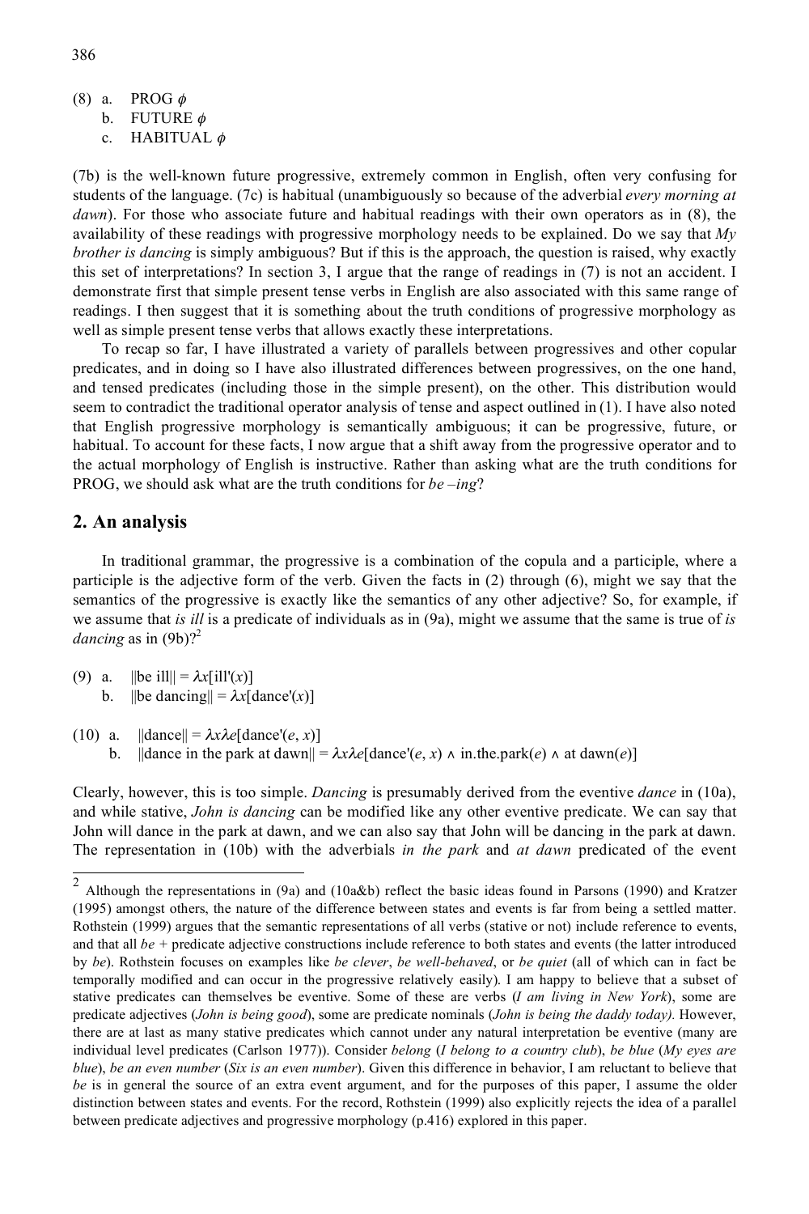(8) a. PROG $\phi$
    b. FUTURE $\phi$
    c. HABITUAL $\phi$

(7b) is the well-known future progressive, extremely common in English, often very confusing for students of the language. (7c) is habitual (unambiguously so because of the adverbial *every morning at dawn*). For those who associate future and habitual readings with their own operators as in (8), the availability of these readings with progressive morphology needs to be explained. Do we say that *My brother is dancing* is simply ambiguous? But if this is the approach, the question is raised, why exactly this set of interpretations? In section 3, I argue that the range of readings in (7) is not an accident. I demonstrate first that simple present tense verbs in English are also associated with this same range of readings. I then suggest that it is something about the truth conditions of progressive morphology as well as simple present tense verbs that allows exactly these interpretations.

To recap so far, I have illustrated a variety of parallels between progressives and other copular predicates, and in doing so I have also illustrated differences between progressives, on the one hand, and tensed predicates (including those in the simple present), on the other. This distribution would seem to contradict the traditional operator analysis of tense and aspect outlined in (1). I have also noted that English progressive morphology is semantically ambiguous; it can be progressive, future, or habitual. To account for these facts, I now argue that a shift away from the progressive operator and to the actual morphology of English is instructive. Rather than asking what are the truth conditions for PROG, we should ask what are the truth conditions for *be –ing*?

## 2. An analysis

In traditional grammar, the progressive is a combination of the copula and a participle, where a participle is the adjective form of the verb. Given the facts in (2) through (6), might we say that the semantics of the progressive is exactly like the semantics of any other adjective? So, for example, if we assume that *is ill* is a predicate of individuals as in (9a), might we assume that the same is true of *is dancing* as in (9b)?[2]

(9) a. $\|\text{be ill}\| = \lambda x[\text{ill}'(x)]$
    b. $\|\text{be dancing}\| = \lambda x[\text{dance}'(x)]$

(10) a. $\|\text{dance}\| = \lambda x \lambda e[\text{dance}'(e, x)]$
     b. $\|\text{dance in the park at dawn}\| = \lambda x \lambda e[\text{dance}'(e, x) \wedge \text{in.the.park}(e) \wedge \text{at dawn}(e)]$

Clearly, however, this is too simple. *Dancing* is presumably derived from the eventive *dance* in (10a), and while stative, *John is dancing* can be modified like any other eventive predicate. We can say that John will dance in the park at dawn, and we can also say that John will be dancing in the park at dawn. The representation in (10b) with the adverbials *in the park* and *at dawn* predicated of the event

[2] Although the representations in (9a) and (10a&b) reflect the basic ideas found in Parsons (1990) and Kratzer (1995) amongst others, the nature of the difference between states and events is far from being a settled matter. Rothstein (1999) argues that the semantic representations of all verbs (stative or not) include reference to events, and that all *be* + predicate adjective constructions include reference to both states and events (the latter introduced by *be*). Rothstein focuses on examples like *be clever*, *be well-behaved*, or *be quiet* (all of which can in fact be temporally modified and can occur in the progressive relatively easily). I am happy to believe that a subset of stative predicates can themselves be eventive. Some of these are verbs (*I am living in New York*), some are predicate adjectives (*John is being good*), some are predicate nominals (*John is being the daddy today).* However, there are at last as many stative predicates which cannot under any natural interpretation be eventive (many are individual level predicates (Carlson 1977)). Consider *belong* (*I belong to a country club*), *be blue* (*My eyes are blue*), *be an even number* (*Six is an even number*). Given this difference in behavior, I am reluctant to believe that *be* is in general the source of an extra event argument, and for the purposes of this paper, I assume the older distinction between states and events. For the record, Rothstein (1999) also explicitly rejects the idea of a parallel between predicate adjectives and progressive morphology (p.416) explored in this paper.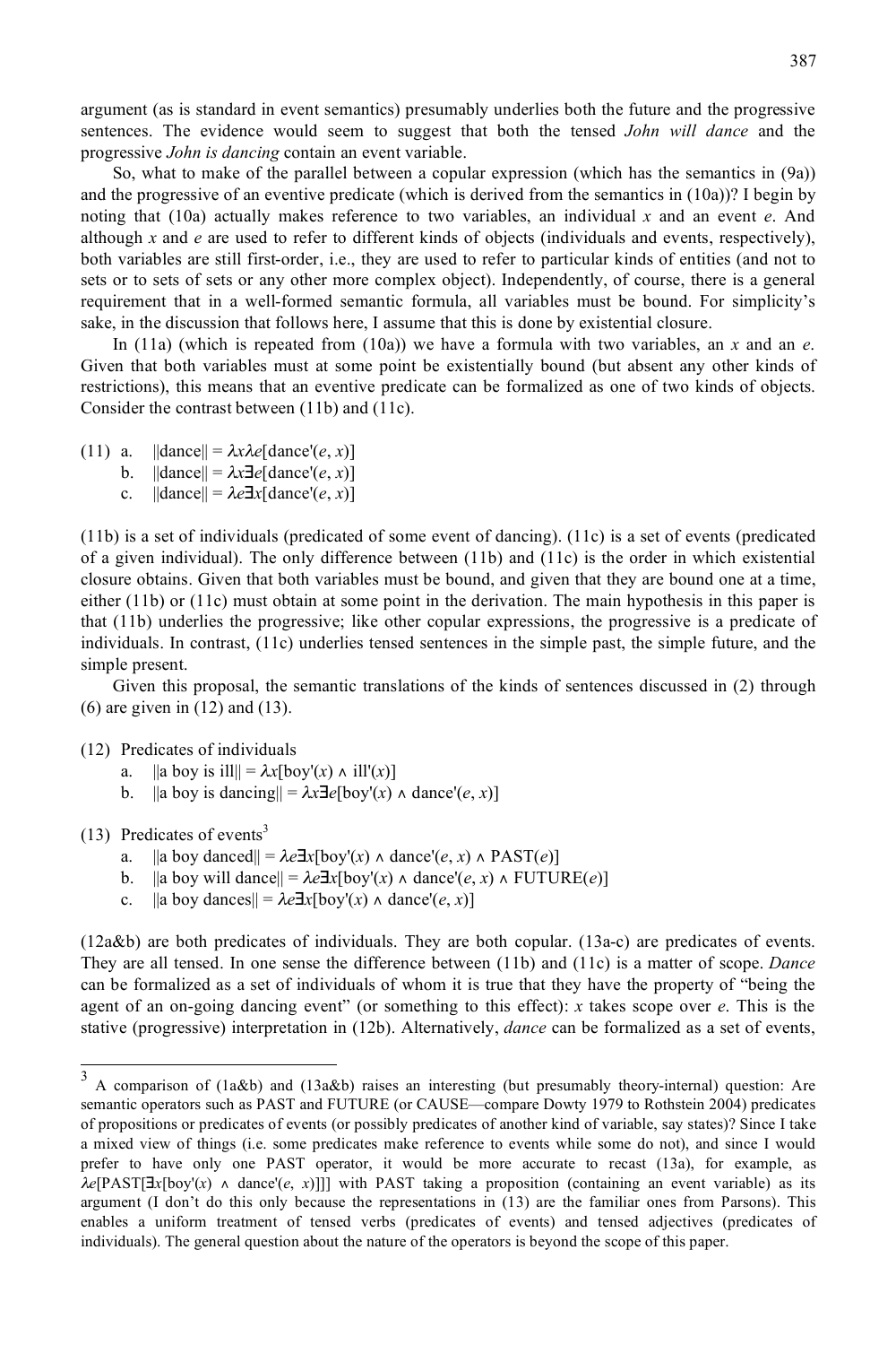argument (as is standard in event semantics) presumably underlies both the future and the progressive sentences. The evidence would seem to suggest that both the tensed *John will dance* and the progressive *John is dancing* contain an event variable.

So, what to make of the parallel between a copular expression (which has the semantics in (9a)) and the progressive of an eventive predicate (which is derived from the semantics in (10a))? I begin by noting that (10a) actually makes reference to two variables, an individual $x$ and an event $e$. And although $x$ and $e$ are used to refer to different kinds of objects (individuals and events, respectively), both variables are still first-order, i.e., they are used to refer to particular kinds of entities (and not to sets or to sets of sets or any other more complex object). Independently, of course, there is a general requirement that in a well-formed semantic formula, all variables must be bound. For simplicity's sake, in the discussion that follows here, I assume that this is done by existential closure.

In (11a) (which is repeated from (10a)) we have a formula with two variables, an $x$ and an $e$. Given that both variables must at some point be existentially bound (but absent any other kinds of restrictions), this means that an eventive predicate can be formalized as one of two kinds of objects. Consider the contrast between (11b) and (11c).

(11) a. $||\text{dance}|| = \lambda x \lambda e[\text{dance}'(e, x)]$
  b. $||\text{dance}|| = \lambda x \exists e[\text{dance}'(e, x)]$
  c. $||\text{dance}|| = \lambda e \exists x[\text{dance}'(e, x)]$

(11b) is a set of individuals (predicated of some event of dancing). (11c) is a set of events (predicated of a given individual). The only difference between (11b) and (11c) is the order in which existential closure obtains. Given that both variables must be bound, and given that they are bound one at a time, either (11b) or (11c) must obtain at some point in the derivation. The main hypothesis in this paper is that (11b) underlies the progressive; like other copular expressions, the progressive is a predicate of individuals. In contrast, (11c) underlies tensed sentences in the simple past, the simple future, and the simple present.

Given this proposal, the semantic translations of the kinds of sentences discussed in (2) through (6) are given in (12) and (13).

(12) Predicates of individuals
  a. $||\text{a boy is ill}|| = \lambda x[\text{boy}'(x) \wedge \text{ill}'(x)]$
  b. $||\text{a boy is dancing}|| = \lambda x \exists e[\text{boy}'(x) \wedge \text{dance}'(e, x)]$

(13) Predicates of events[3]
  a. $||\text{a boy danced}|| = \lambda e \exists x[\text{boy}'(x) \wedge \text{dance}'(e, x) \wedge \text{PAST}(e)]$
  b. $||\text{a boy will dance}|| = \lambda e \exists x[\text{boy}'(x) \wedge \text{dance}'(e, x) \wedge \text{FUTURE}(e)]$
  c. $||\text{a boy dances}|| = \lambda e \exists x[\text{boy}'(x) \wedge \text{dance}'(e, x)]$

(12a&b) are both predicates of individuals. They are both copular. (13a-c) are predicates of events. They are all tensed. In one sense the difference between (11b) and (11c) is a matter of scope. *Dance* can be formalized as a set of individuals of whom it is true that they have the property of "being the agent of an on-going dancing event" (or something to this effect): $x$ takes scope over $e$. This is the stative (progressive) interpretation in (12b). Alternatively, *dance* can be formalized as a set of events,

---

[3] A comparison of (1a&b) and (13a&b) raises an interesting (but presumably theory-internal) question: Are semantic operators such as PAST and FUTURE (or CAUSE—compare Dowty 1979 to Rothstein 2004) predicates of propositions or predicates of events (or possibly predicates of another kind of variable, say states)? Since I take a mixed view of things (i.e. some predicates make reference to events while some do not), and since I would prefer to have only one PAST operator, it would be more accurate to recast (13a), for example, as $\lambda e[\text{PAST}[\exists x[\text{boy}'(x) \wedge \text{dance}'(e, x)]]]$ with PAST taking a proposition (containing an event variable) as its argument (I don't do this only because the representations in (13) are the familiar ones from Parsons). This enables a uniform treatment of tensed verbs (predicates of events) and tensed adjectives (predicates of individuals). The general question about the nature of the operators is beyond the scope of this paper.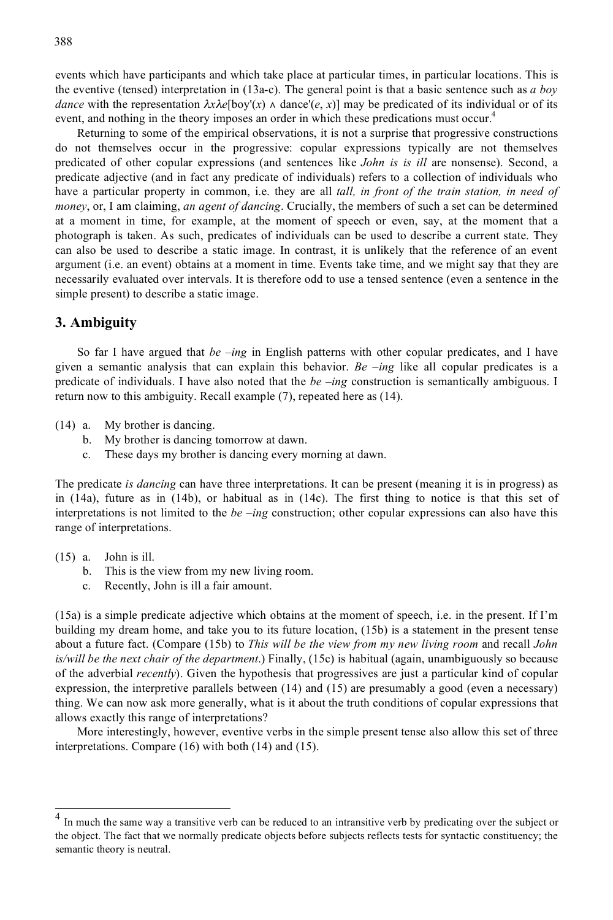events which have participants and which take place at particular times, in particular locations. This is the eventive (tensed) interpretation in (13a-c). The general point is that a basic sentence such as *a boy dance* with the representation $\lambda x \lambda e[\text{boy}'(x) \wedge \text{dance}'(e, x)]$ may be predicated of its individual or of its event, and nothing in the theory imposes an order in which these predications must occur.[4]

Returning to some of the empirical observations, it is not a surprise that progressive constructions do not themselves occur in the progressive: copular expressions typically are not themselves predicated of other copular expressions (and sentences like *John is is ill* are nonsense). Second, a predicate adjective (and in fact any predicate of individuals) refers to a collection of individuals who have a particular property in common, i.e. they are all *tall, in front of the train station, in need of money*, or, I am claiming, *an agent of dancing*. Crucially, the members of such a set can be determined at a moment in time, for example, at the moment of speech or even, say, at the moment that a photograph is taken. As such, predicates of individuals can be used to describe a current state. They can also be used to describe a static image. In contrast, it is unlikely that the reference of an event argument (i.e. an event) obtains at a moment in time. Events take time, and we might say that they are necessarily evaluated over intervals. It is therefore odd to use a tensed sentence (even a sentence in the simple present) to describe a static image.

## 3. Ambiguity

So far I have argued that *be –ing* in English patterns with other copular predicates, and I have given a semantic analysis that can explain this behavior. *Be –ing* like all copular predicates is a predicate of individuals. I have also noted that the *be –ing* construction is semantically ambiguous. I return now to this ambiguity. Recall example (7), repeated here as (14).

(14) a. My brother is dancing.
  b. My brother is dancing tomorrow at dawn.
  c. These days my brother is dancing every morning at dawn.

The predicate *is dancing* can have three interpretations. It can be present (meaning it is in progress) as in (14a), future as in (14b), or habitual as in (14c). The first thing to notice is that this set of interpretations is not limited to the *be –ing* construction; other copular expressions can also have this range of interpretations.

(15) a. John is ill.
  b. This is the view from my new living room.
  c. Recently, John is ill a fair amount.

(15a) is a simple predicate adjective which obtains at the moment of speech, i.e. in the present. If I'm building my dream home, and take you to its future location, (15b) is a statement in the present tense about a future fact. (Compare (15b) to *This will be the view from my new living room* and recall *John is/will be the next chair of the department*.) Finally, (15c) is habitual (again, unambiguously so because of the adverbial *recently*). Given the hypothesis that progressives are just a particular kind of copular expression, the interpretive parallels between (14) and (15) are presumably a good (even a necessary) thing. We can now ask more generally, what is it about the truth conditions of copular expressions that allows exactly this range of interpretations?

More interestingly, however, eventive verbs in the simple present tense also allow this set of three interpretations. Compare (16) with both (14) and (15).

---

[4] In much the same way a transitive verb can be reduced to an intransitive verb by predicating over the subject or the object. The fact that we normally predicate objects before subjects reflects tests for syntactic constituency; the semantic theory is neutral.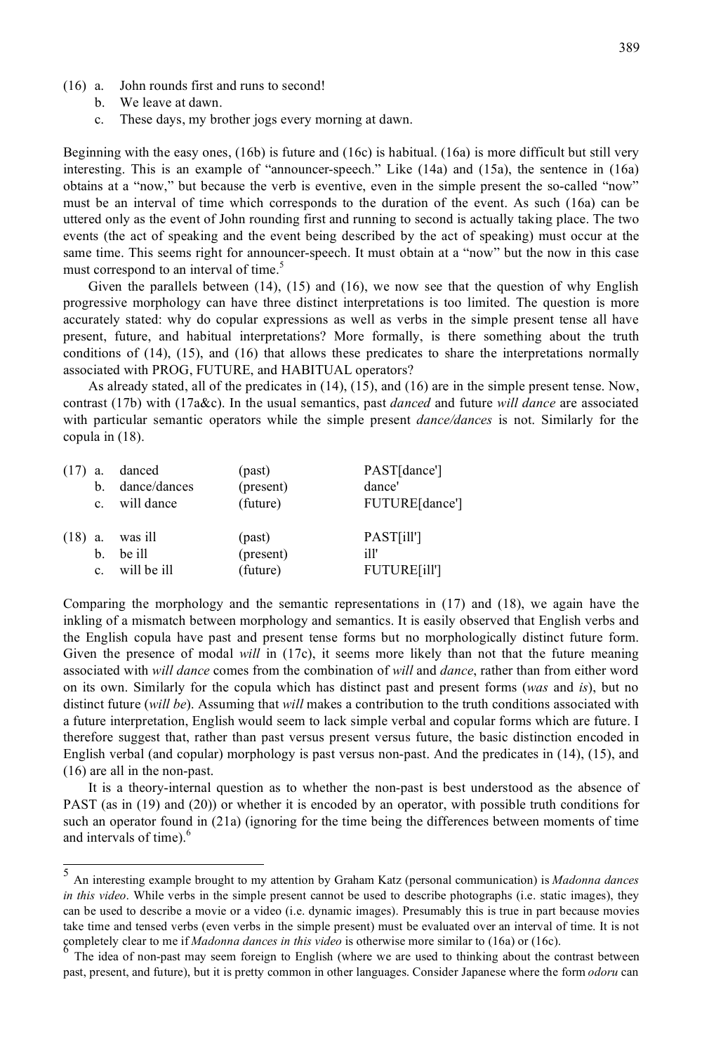(16) a. John rounds first and runs to second!

b. We leave at dawn.

c. These days, my brother jogs every morning at dawn.

Beginning with the easy ones, (16b) is future and (16c) is habitual. (16a) is more difficult but still very interesting. This is an example of "announcer-speech." Like (14a) and (15a), the sentence in (16a) obtains at a "now," but because the verb is eventive, even in the simple present the so-called "now" must be an interval of time which corresponds to the duration of the event. As such (16a) can be uttered only as the event of John rounding first and running to second is actually taking place. The two events (the act of speaking and the event being described by the act of speaking) must occur at the same time. This seems right for announcer-speech. It must obtain at a "now" but the now in this case must correspond to an interval of time.[5]

Given the parallels between (14), (15) and (16), we now see that the question of why English progressive morphology can have three distinct interpretations is too limited. The question is more accurately stated: why do copular expressions as well as verbs in the simple present tense all have present, future, and habitual interpretations? More formally, is there something about the truth conditions of (14), (15), and (16) that allows these predicates to share the interpretations normally associated with PROG, FUTURE, and HABITUAL operators?

As already stated, all of the predicates in (14), (15), and (16) are in the simple present tense. Now, contrast (17b) with (17a&c). In the usual semantics, past *danced* and future *will dance* are associated with particular semantic operators while the simple present *dance/dances* is not. Similarly for the copula in (18).

| | | | |
|---|---|---|---|
| (17) a. | danced | (past) | PAST[dance'] |
| b. | dance/dances | (present) | dance' |
| c. | will dance | (future) | FUTURE[dance'] |
| (18) a. | was ill | (past) | PAST[ill'] |
| b. | be ill | (present) | ill' |
| c. | will be ill | (future) | FUTURE[ill'] |

Comparing the morphology and the semantic representations in (17) and (18), we again have the inkling of a mismatch between morphology and semantics. It is easily observed that English verbs and the English copula have past and present tense forms but no morphologically distinct future form. Given the presence of modal *will* in (17c), it seems more likely than not that the future meaning associated with *will dance* comes from the combination of *will* and *dance*, rather than from either word on its own. Similarly for the copula which has distinct past and present forms (*was* and *is*), but no distinct future (*will be*). Assuming that *will* makes a contribution to the truth conditions associated with a future interpretation, English would seem to lack simple verbal and copular forms which are future. I therefore suggest that, rather than past versus present versus future, the basic distinction encoded in English verbal (and copular) morphology is past versus non-past. And the predicates in (14), (15), and (16) are all in the non-past.

It is a theory-internal question as to whether the non-past is best understood as the absence of PAST (as in (19) and (20)) or whether it is encoded by an operator, with possible truth conditions for such an operator found in (21a) (ignoring for the time being the differences between moments of time and intervals of time).[6]

---

[5] An interesting example brought to my attention by Graham Katz (personal communication) is *Madonna dances in this video*. While verbs in the simple present cannot be used to describe photographs (i.e. static images), they can be used to describe a movie or a video (i.e. dynamic images). Presumably this is true in part because movies take time and tensed verbs (even verbs in the simple present) must be evaluated over an interval of time. It is not completely clear to me if *Madonna dances in this video* is otherwise more similar to (16a) or (16c).

[6] The idea of non-past may seem foreign to English (where we are used to thinking about the contrast between past, present, and future), but it is pretty common in other languages. Consider Japanese where the form *odoru* can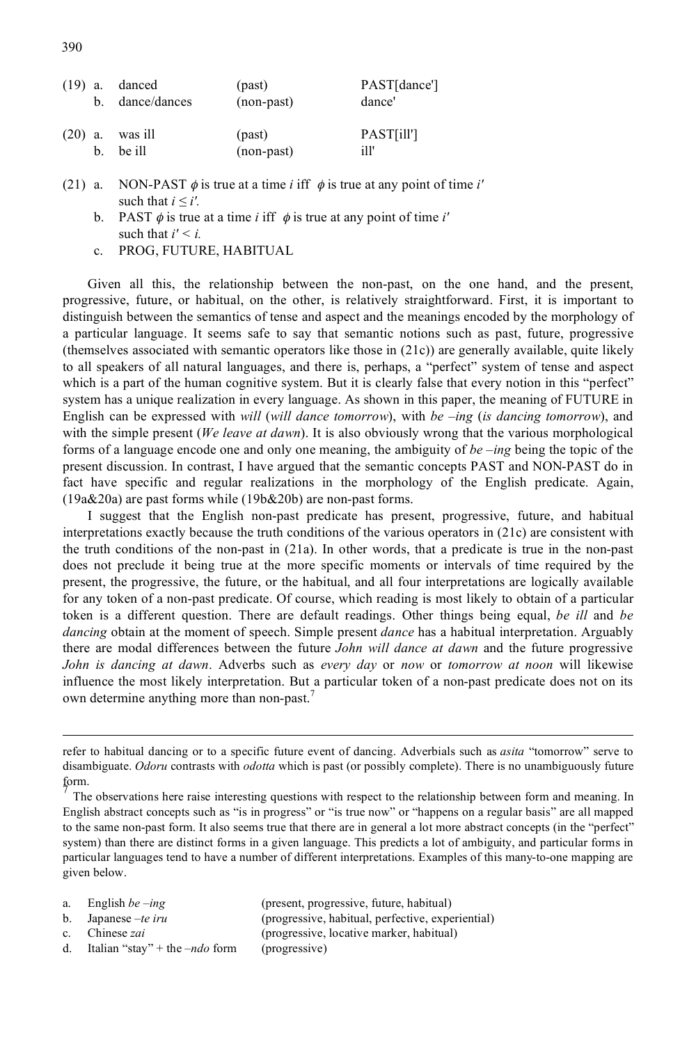(19) a. danced (past) PAST[dance']
b. dance/dances (non-past) dance'

(20) a. was ill (past) PAST[ill']
b. be ill (non-past) ill'

(21) a. NON-PAST $\phi$ is true at a time $i$ iff $\phi$ is true at any point of time $i'$ such that $i \leq i'$.
b. PAST $\phi$ is true at a time $i$ iff $\phi$ is true at any point of time $i'$ such that $i' < i$.
c. PROG, FUTURE, HABITUAL

Given all this, the relationship between the non-past, on the one hand, and the present, progressive, future, or habitual, on the other, is relatively straightforward. First, it is important to distinguish between the semantics of tense and aspect and the meanings encoded by the morphology of a particular language. It seems safe to say that semantic notions such as past, future, progressive (themselves associated with semantic operators like those in (21c)) are generally available, quite likely to all speakers of all natural languages, and there is, perhaps, a "perfect" system of tense and aspect which is a part of the human cognitive system. But it is clearly false that every notion in this "perfect" system has a unique realization in every language. As shown in this paper, the meaning of FUTURE in English can be expressed with *will* (*will dance tomorrow*), with *be –ing* (*is dancing tomorrow*), and with the simple present (*We leave at dawn*). It is also obviously wrong that the various morphological forms of a language encode one and only one meaning, the ambiguity of *be –ing* being the topic of the present discussion. In contrast, I have argued that the semantic concepts PAST and NON-PAST do in fact have specific and regular realizations in the morphology of the English predicate. Again, (19a&20a) are past forms while (19b&20b) are non-past forms.

I suggest that the English non-past predicate has present, progressive, future, and habitual interpretations exactly because the truth conditions of the various operators in (21c) are consistent with the truth conditions of the non-past in (21a). In other words, that a predicate is true in the non-past does not preclude it being true at the more specific moments or intervals of time required by the present, the progressive, the future, or the habitual, and all four interpretations are logically available for any token of a non-past predicate. Of course, which reading is most likely to obtain of a particular token is a different question. There are default readings. Other things being equal, *be ill* and *be dancing* obtain at the moment of speech. Simple present *dance* has a habitual interpretation. Arguably there are modal differences between the future *John will dance at dawn* and the future progressive *John is dancing at dawn*. Adverbs such as *every day* or *now* or *tomorrow at noon* will likewise influence the most likely interpretation. But a particular token of a non-past predicate does not on its own determine anything more than non-past.[7]

---

refer to habitual dancing or to a specific future event of dancing. Adverbials such as *asita* "tomorrow" serve to disambiguate. *Odoru* contrasts with *odotta* which is past (or possibly complete). There is no unambiguously future form.

[7] The observations here raise interesting questions with respect to the relationship between form and meaning. In English abstract concepts such as "is in progress" or "is true now" or "happens on a regular basis" are all mapped to the same non-past form. It also seems true that there are in general a lot more abstract concepts (in the "perfect" system) than there are distinct forms in a given language. This predicts a lot of ambiguity, and particular forms in particular languages tend to have a number of different interpretations. Examples of this many-to-one mapping are given below.

a. English *be –ing* (present, progressive, future, habitual)
b. Japanese *–te iru* (progressive, habitual, perfective, experiential)
c. Chinese *zai* (progressive, locative marker, habitual)
d. Italian "stay" + the *–ndo* form (progressive)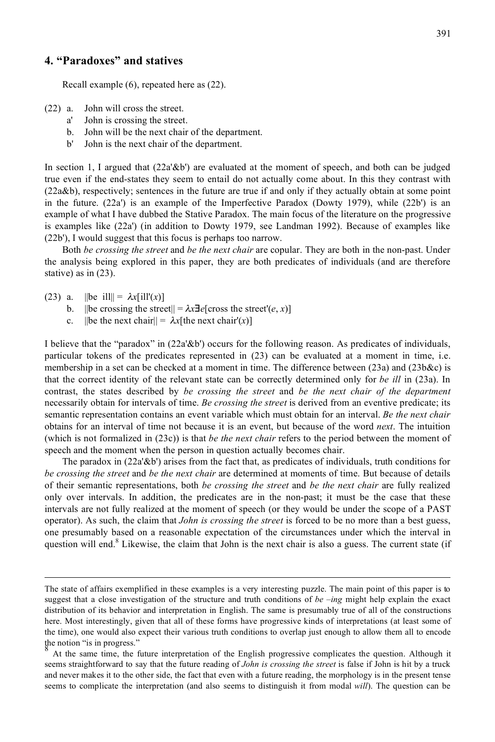## 4. "Paradoxes" and statives

Recall example (6), repeated here as (22).

(22) a. John will cross the street.
  a' John is crossing the street.
  b. John will be the next chair of the department.
  b' John is the next chair of the department.

In section 1, I argued that (22a'&b') are evaluated at the moment of speech, and both can be judged true even if the end-states they seem to entail do not actually come about. In this they contrast with (22a&b), respectively; sentences in the future are true if and only if they actually obtain at some point in the future. (22a') is an example of the Imperfective Paradox (Dowty 1979), while (22b') is an example of what I have dubbed the Stative Paradox. The main focus of the literature on the progressive is examples like (22a') (in addition to Dowty 1979, see Landman 1992). Because of examples like (22b'), I would suggest that this focus is perhaps too narrow.

Both *be crossing the street* and *be the next chair* are copular. They are both in the non-past. Under the analysis being explored in this paper, they are both predicates of individuals (and are therefore stative) as in (23).

(23) a. $\|\text{be ill}\| = \lambda x[\text{ill}'(x)]$
  b. $\|\text{be crossing the street}\| = \lambda x \exists e[\text{cross the street}'(e, x)]$
  c. $\|\text{be the next chair}\| = \lambda x[\text{the next chair}'(x)]$

I believe that the "paradox" in (22a'&b') occurs for the following reason. As predicates of individuals, particular tokens of the predicates represented in (23) can be evaluated at a moment in time, i.e. membership in a set can be checked at a moment in time. The difference between (23a) and (23b&c) is that the correct identity of the relevant state can be correctly determined only for *be ill* in (23a). In contrast, the states described by *be crossing the street* and *be the next chair of the department* necessarily obtain for intervals of time. *Be crossing the street* is derived from an eventive predicate; its semantic representation contains an event variable which must obtain for an interval. *Be the next chair* obtains for an interval of time not because it is an event, but because of the word *next*. The intuition (which is not formalized in (23c)) is that *be the next chair* refers to the period between the moment of speech and the moment when the person in question actually becomes chair.

The paradox in (22a'&b') arises from the fact that, as predicates of individuals, truth conditions for *be crossing the street* and *be the next chair* are determined at moments of time. But because of details of their semantic representations, both *be crossing the street* and *be the next chair* are fully realized only over intervals. In addition, the predicates are in the non-past; it must be the case that these intervals are not fully realized at the moment of speech (or they would be under the scope of a PAST operator). As such, the claim that *John is crossing the street* is forced to be no more than a best guess, one presumably based on a reasonable expectation of the circumstances under which the interval in question will end.[8] Likewise, the claim that John is the next chair is also a guess. The current state (if

---

The state of affairs exemplified in these examples is a very interesting puzzle. The main point of this paper is to suggest that a close investigation of the structure and truth conditions of *be –ing* might help explain the exact distribution of its behavior and interpretation in English. The same is presumably true of all of the constructions here. Most interestingly, given that all of these forms have progressive kinds of interpretations (at least some of the time), one would also expect their various truth conditions to overlap just enough to allow them all to encode the notion "is in progress."

[8] At the same time, the future interpretation of the English progressive complicates the question. Although it seems straightforward to say that the future reading of *John is crossing the street* is false if John is hit by a truck and never makes it to the other side, the fact that even with a future reading, the morphology is in the present tense seems to complicate the interpretation (and also seems to distinguish it from modal *will*). The question can be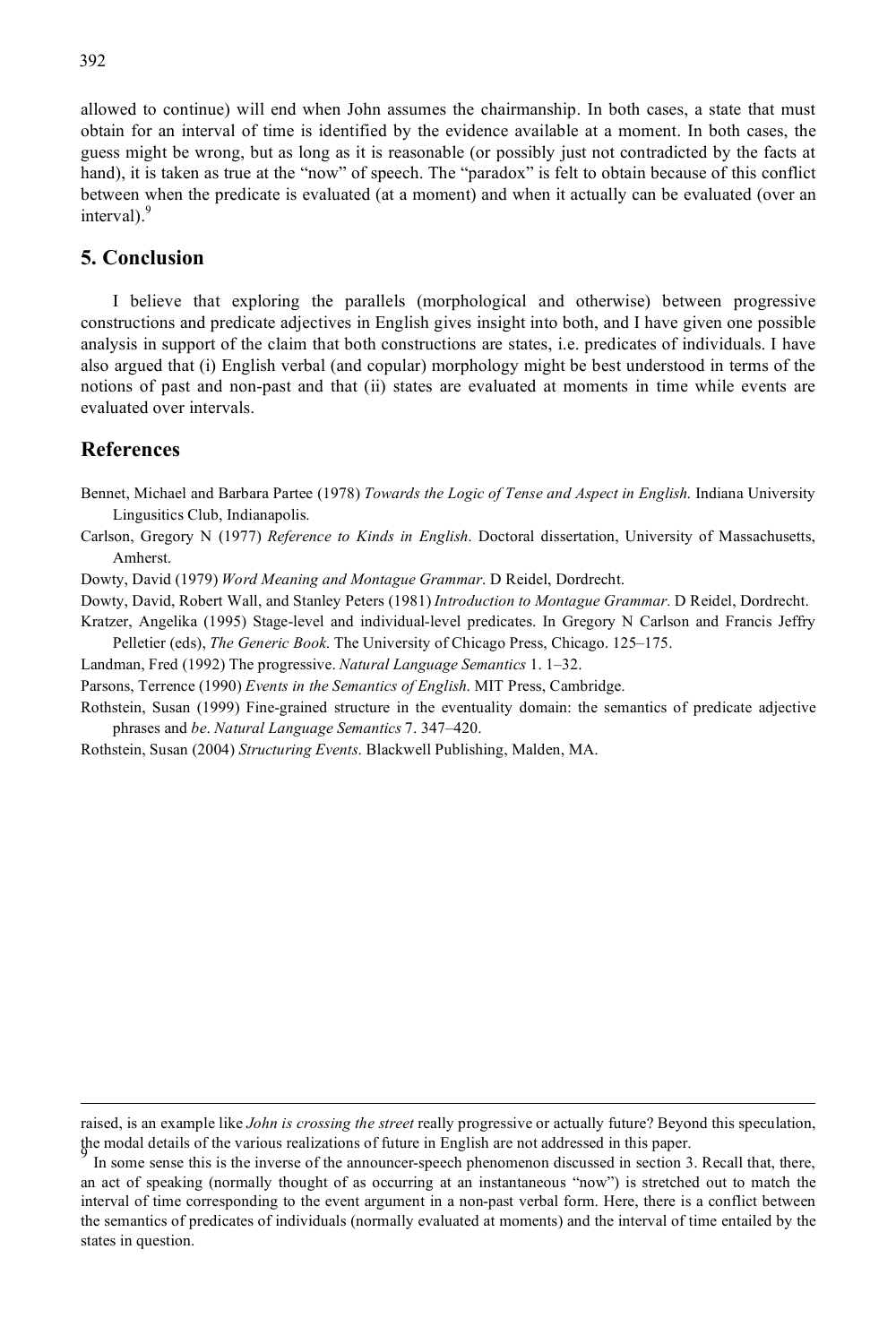allowed to continue) will end when John assumes the chairmanship. In both cases, a state that must obtain for an interval of time is identified by the evidence available at a moment. In both cases, the guess might be wrong, but as long as it is reasonable (or possibly just not contradicted by the facts at hand), it is taken as true at the "now" of speech. The "paradox" is felt to obtain because of this conflict between when the predicate is evaluated (at a moment) and when it actually can be evaluated (over an interval).[9]

## 5. Conclusion

I believe that exploring the parallels (morphological and otherwise) between progressive constructions and predicate adjectives in English gives insight into both, and I have given one possible analysis in support of the claim that both constructions are states, i.e. predicates of individuals. I have also argued that (i) English verbal (and copular) morphology might be best understood in terms of the notions of past and non-past and that (ii) states are evaluated at moments in time while events are evaluated over intervals.

## References

Bennet, Michael and Barbara Partee (1978) *Towards the Logic of Tense and Aspect in English.* Indiana University Lingusitics Club, Indianapolis.

Carlson, Gregory N (1977) *Reference to Kinds in English*. Doctoral dissertation, University of Massachusetts, Amherst.

Dowty, David (1979) *Word Meaning and Montague Grammar*. D Reidel, Dordrecht.

Dowty, David, Robert Wall, and Stanley Peters (1981) *Introduction to Montague Grammar.* D Reidel, Dordrecht.

Kratzer, Angelika (1995) Stage-level and individual-level predicates. In Gregory N Carlson and Francis Jeffry Pelletier (eds), *The Generic Book*. The University of Chicago Press, Chicago. 125–175.

Landman, Fred (1992) The progressive. *Natural Language Semantics* 1. 1–32.

Parsons, Terrence (1990) *Events in the Semantics of English*. MIT Press, Cambridge.

Rothstein, Susan (1999) Fine-grained structure in the eventuality domain: the semantics of predicate adjective phrases and *be*. *Natural Language Semantics* 7. 347–420.

Rothstein, Susan (2004) *Structuring Events*. Blackwell Publishing, Malden, MA.

---

raised, is an example like *John is crossing the street* really progressive or actually future? Beyond this speculation, the modal details of the various realizations of future in English are not addressed in this paper.

[9] In some sense this is the inverse of the announcer-speech phenomenon discussed in section 3. Recall that, there, an act of speaking (normally thought of as occurring at an instantaneous "now") is stretched out to match the interval of time corresponding to the event argument in a non-past verbal form. Here, there is a conflict between the semantics of predicates of individuals (normally evaluated at moments) and the interval of time entailed by the states in question.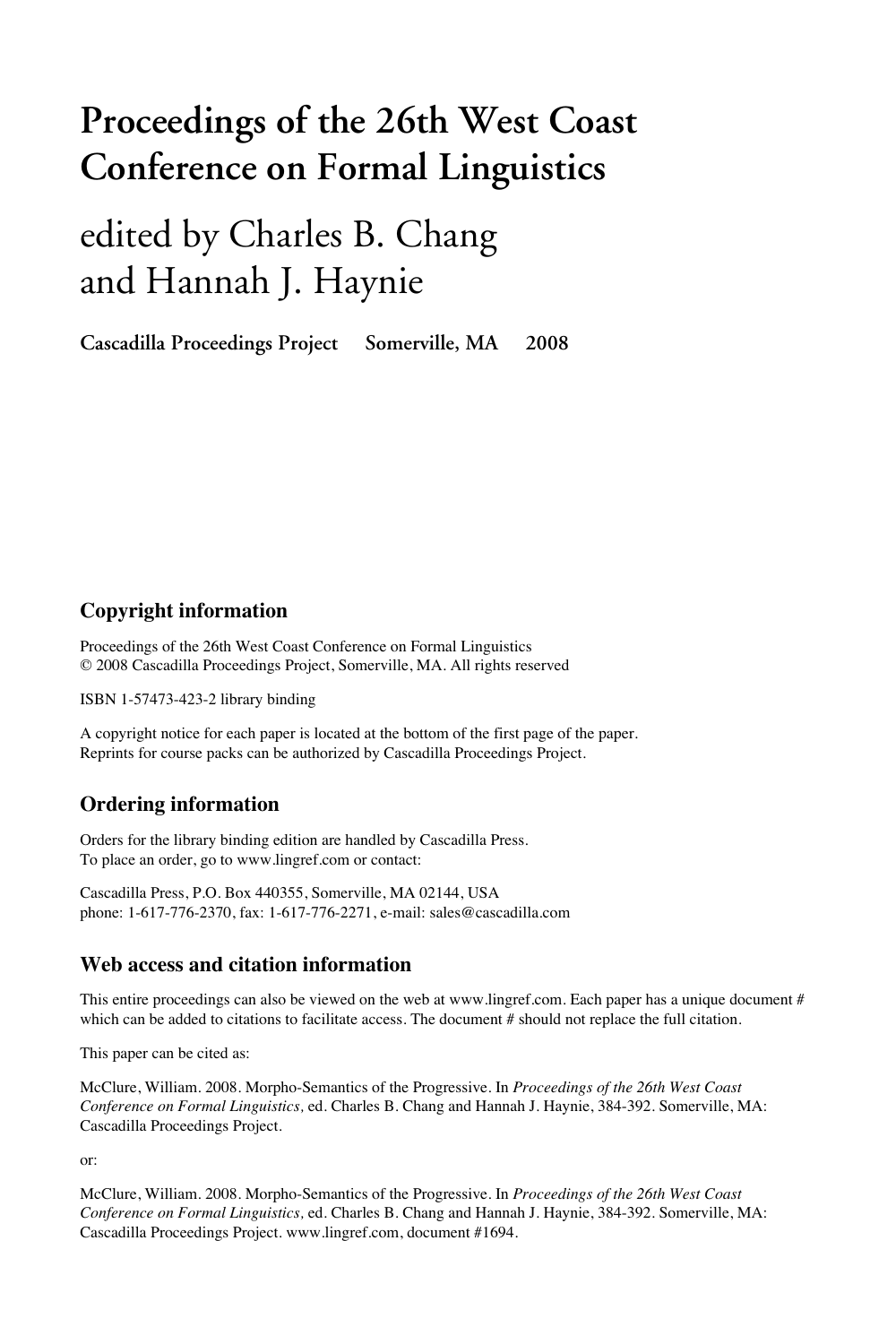# Proceedings of the 26th West Coast Conference on Formal Linguistics

edited by Charles B. Chang and Hannah J. Haynie

**Cascadilla Proceedings Project  Somerville, MA  2008**

## Copyright information

Proceedings of the 26th West Coast Conference on Formal Linguistics
© 2008 Cascadilla Proceedings Project, Somerville, MA. All rights reserved

ISBN 1-57473-423-2 library binding

A copyright notice for each paper is located at the bottom of the first page of the paper.
Reprints for course packs can be authorized by Cascadilla Proceedings Project.

## Ordering information

Orders for the library binding edition are handled by Cascadilla Press.
To place an order, go to www.lingref.com or contact:

Cascadilla Press, P.O. Box 440355, Somerville, MA 02144, USA
phone: 1-617-776-2370, fax: 1-617-776-2271, e-mail: sales@cascadilla.com

## Web access and citation information

This entire proceedings can also be viewed on the web at www.lingref.com. Each paper has a unique document # which can be added to citations to facilitate access. The document # should not replace the full citation.

This paper can be cited as:

McClure, William. 2008. Morpho-Semantics of the Progressive. In *Proceedings of the 26th West Coast Conference on Formal Linguistics,* ed. Charles B. Chang and Hannah J. Haynie, 384-392. Somerville, MA: Cascadilla Proceedings Project.

or:

McClure, William. 2008. Morpho-Semantics of the Progressive. In *Proceedings of the 26th West Coast Conference on Formal Linguistics,* ed. Charles B. Chang and Hannah J. Haynie, 384-392. Somerville, MA: Cascadilla Proceedings Project. www.lingref.com, document #1694.